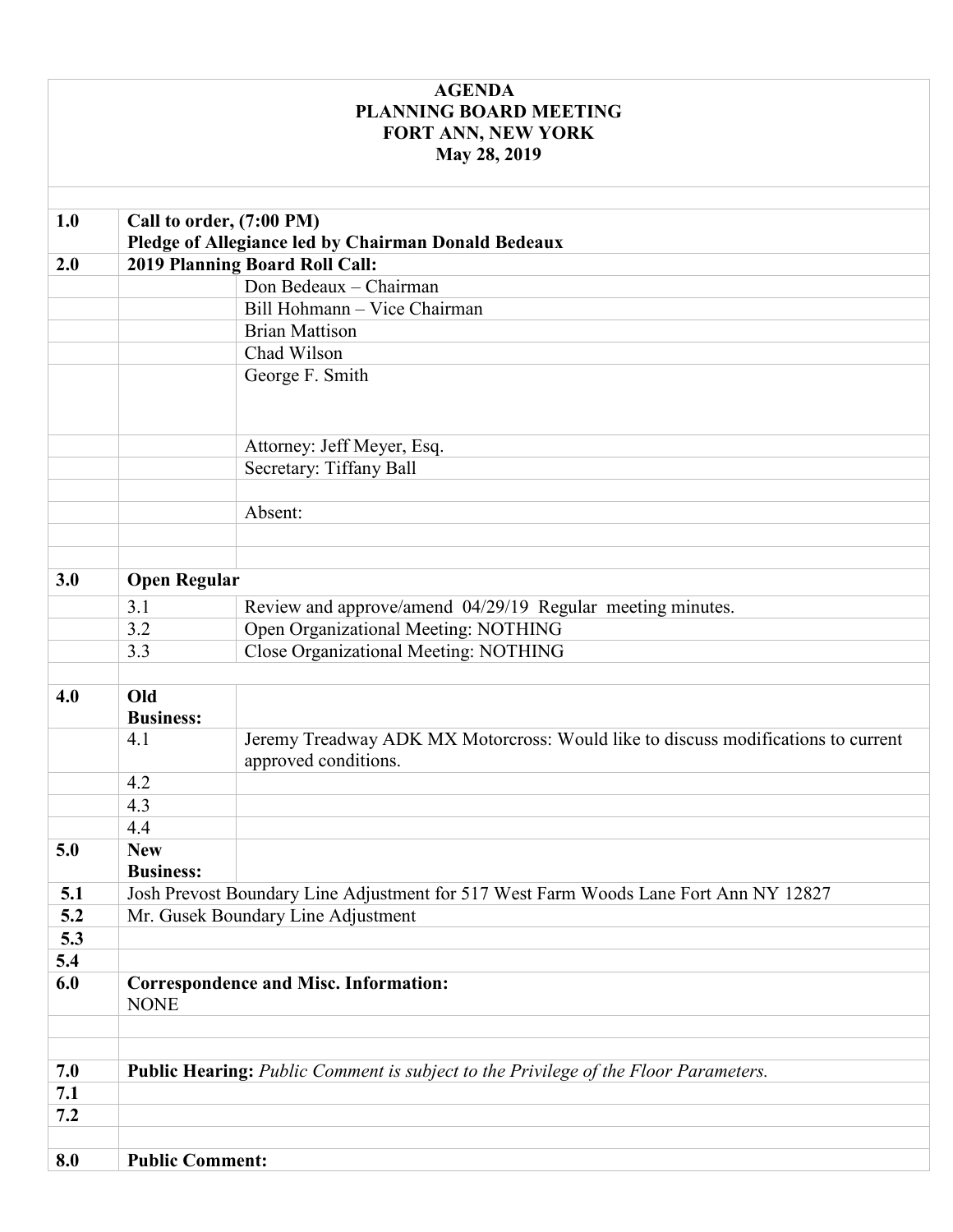# AGENDA
## PLANNING BOARD MEETING
## FORT ANN, NEW YORK
## May 28, 2019

| | | |
|---|---|---|
| **1.0** | **Call to order, (7:00 PM)**<br>**Pledge of Allegiance led by Chairman Donald Bedeaux** | |
| **2.0** | **2019 Planning Board Roll Call:** | |
| | | Don Bedeaux – Chairman |
| | | Bill Hohmann – Vice Chairman |
| | | Brian Mattison |
| | | Chad Wilson |
| | | George F. Smith |
| | | Attorney: Jeff Meyer, Esq. |
| | | Secretary: Tiffany Ball |
| | | |
| | | Absent: |
| | | |
| | | |
| **3.0** | **Open Regular** | |
| | 3.1 | Review and approve/amend 04/29/19 Regular meeting minutes. |
| | 3.2 | Open Organizational Meeting: NOTHING |
| | 3.3 | Close Organizational Meeting: NOTHING |
| | | |
| **4.0** | **Old Business:** | |
| | 4.1 | Jeremy Treadway ADK MX Motorcross: Would like to discuss modifications to current approved conditions. |
| | 4.2 | |
| | 4.3 | |
| | 4.4 | |
| **5.0** | **New Business:** | |
| **5.1** | Josh Prevost Boundary Line Adjustment for 517 West Farm Woods Lane Fort Ann NY 12827 | |
| **5.2** | Mr. Gusek Boundary Line Adjustment | |
| **5.3** | | |
| **5.4** | | |
| **6.0** | **Correspondence and Misc. Information:**<br>NONE | |
| | | |
| | | |
| **7.0** | **Public Hearing:** *Public Comment is subject to the Privilege of the Floor Parameters.* | |
| **7.1** | | |
| **7.2** | | |
| | | |
| **8.0** | **Public Comment:** | |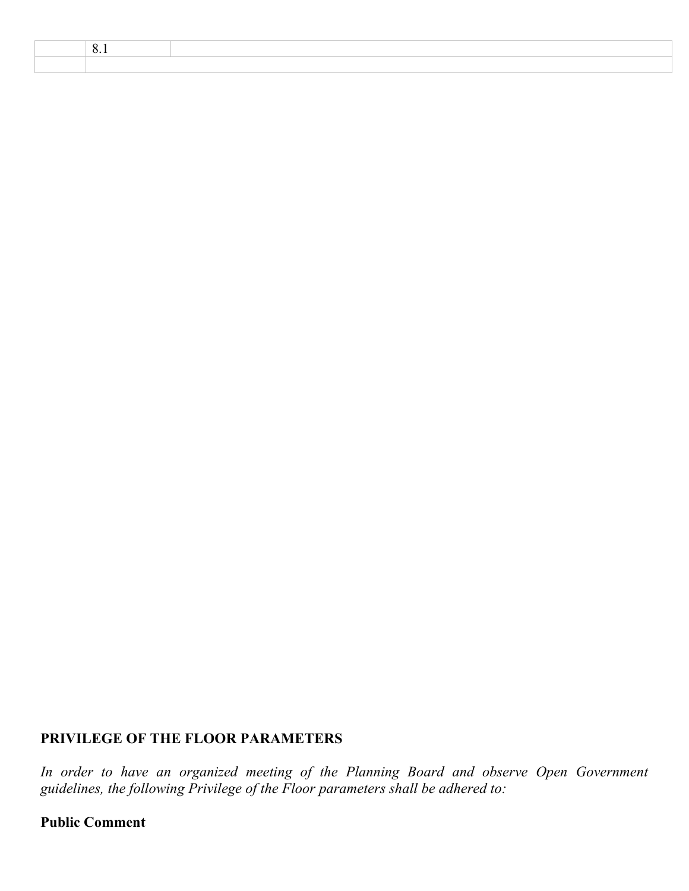|  | 8.1 |  |
|---|---|---|
|  |  |  |

**PRIVILEGE OF THE FLOOR PARAMETERS**

*In order to have an organized meeting of the Planning Board and observe Open Government guidelines, the following Privilege of the Floor parameters shall be adhered to:*

**Public Comment**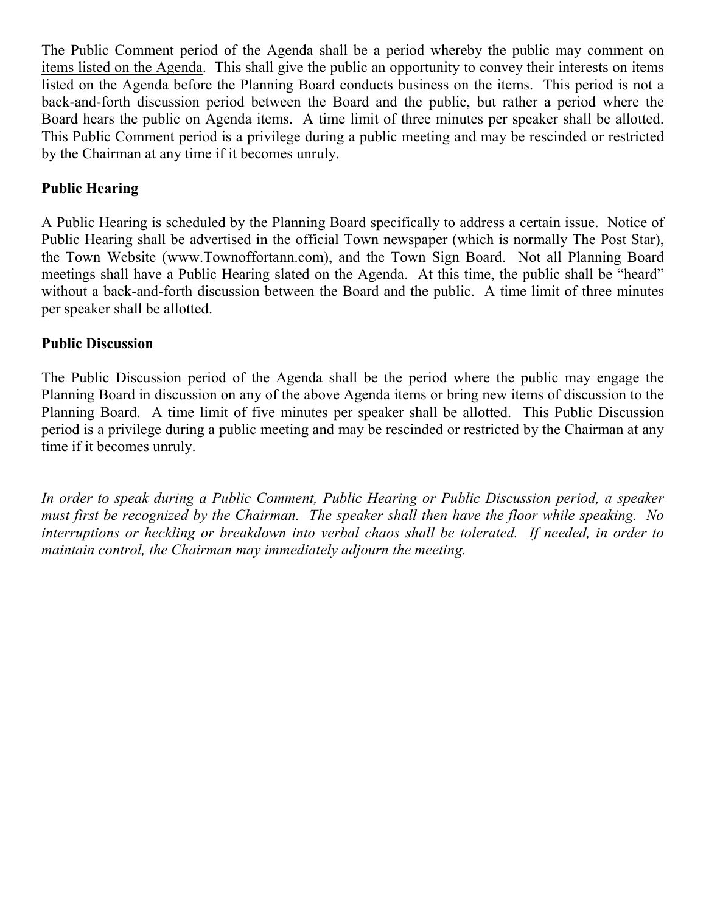The Public Comment period of the Agenda shall be a period whereby the public may comment on <u>items listed on the Agenda</u>. This shall give the public an opportunity to convey their interests on items listed on the Agenda before the Planning Board conducts business on the items. This period is not a back-and-forth discussion period between the Board and the public, but rather a period where the Board hears the public on Agenda items. A time limit of three minutes per speaker shall be allotted. This Public Comment period is a privilege during a public meeting and may be rescinded or restricted by the Chairman at any time if it becomes unruly.

**Public Hearing**

A Public Hearing is scheduled by the Planning Board specifically to address a certain issue. Notice of Public Hearing shall be advertised in the official Town newspaper (which is normally The Post Star), the Town Website (www.Townoffortann.com), and the Town Sign Board. Not all Planning Board meetings shall have a Public Hearing slated on the Agenda. At this time, the public shall be "heard" without a back-and-forth discussion between the Board and the public. A time limit of three minutes per speaker shall be allotted.

**Public Discussion**

The Public Discussion period of the Agenda shall be the period where the public may engage the Planning Board in discussion on any of the above Agenda items or bring new items of discussion to the Planning Board. A time limit of five minutes per speaker shall be allotted. This Public Discussion period is a privilege during a public meeting and may be rescinded or restricted by the Chairman at any time if it becomes unruly.

*In order to speak during a Public Comment, Public Hearing or Public Discussion period, a speaker must first be recognized by the Chairman. The speaker shall then have the floor while speaking. No interruptions or heckling or breakdown into verbal chaos shall be tolerated. If needed, in order to maintain control, the Chairman may immediately adjourn the meeting.*